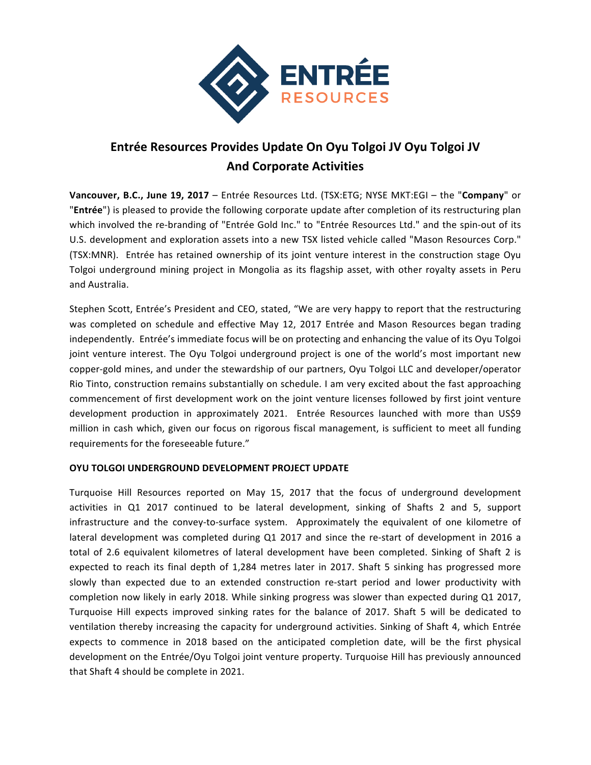# Entrée Resources Provides Update On Oyu Tolgoi JV Oyu Tolgoi JV And Corporate Activities

**Vancouver, B.C., June 19, 2017** – Entrée Resources Ltd. (TSX:ETG; NYSE MKT:EGI – the "**Company**" or "**Entrée**") is pleased to provide the following corporate update after completion of its restructuring plan which involved the re-branding of "Entrée Gold Inc." to "Entrée Resources Ltd." and the spin-out of its U.S. development and exploration assets into a new TSX listed vehicle called "Mason Resources Corp." (TSX:MNR). Entrée has retained ownership of its joint venture interest in the construction stage Oyu Tolgoi underground mining project in Mongolia as its flagship asset, with other royalty assets in Peru and Australia.

Stephen Scott, Entrée's President and CEO, stated, "We are very happy to report that the restructuring was completed on schedule and effective May 12, 2017 Entrée and Mason Resources began trading independently. Entrée's immediate focus will be on protecting and enhancing the value of its Oyu Tolgoi joint venture interest. The Oyu Tolgoi underground project is one of the world's most important new copper-gold mines, and under the stewardship of our partners, Oyu Tolgoi LLC and developer/operator Rio Tinto, construction remains substantially on schedule. I am very excited about the fast approaching commencement of first development work on the joint venture licenses followed by first joint venture development production in approximately 2021. Entrée Resources launched with more than US$9 million in cash which, given our focus on rigorous fiscal management, is sufficient to meet all funding requirements for the foreseeable future."

**OYU TOLGOI UNDERGROUND DEVELOPMENT PROJECT UPDATE**

Turquoise Hill Resources reported on May 15, 2017 that the focus of underground development activities in Q1 2017 continued to be lateral development, sinking of Shafts 2 and 5, support infrastructure and the convey-to-surface system. Approximately the equivalent of one kilometre of lateral development was completed during Q1 2017 and since the re-start of development in 2016 a total of 2.6 equivalent kilometres of lateral development have been completed. Sinking of Shaft 2 is expected to reach its final depth of 1,284 metres later in 2017. Shaft 5 sinking has progressed more slowly than expected due to an extended construction re-start period and lower productivity with completion now likely in early 2018. While sinking progress was slower than expected during Q1 2017, Turquoise Hill expects improved sinking rates for the balance of 2017. Shaft 5 will be dedicated to ventilation thereby increasing the capacity for underground activities. Sinking of Shaft 4, which Entrée expects to commence in 2018 based on the anticipated completion date, will be the first physical development on the Entrée/Oyu Tolgoi joint venture property. Turquoise Hill has previously announced that Shaft 4 should be complete in 2021.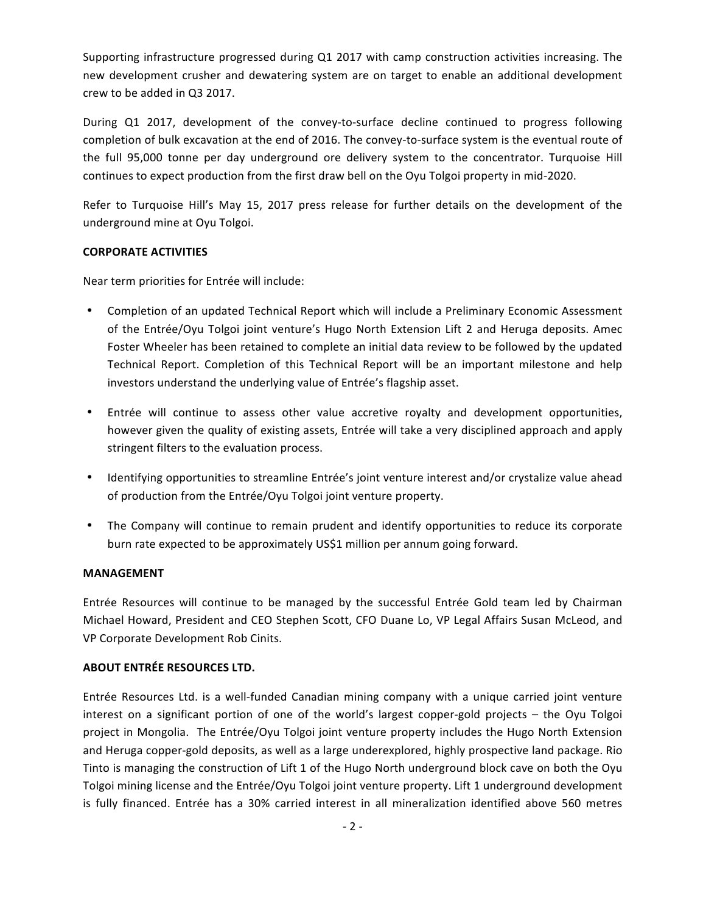Supporting infrastructure progressed during Q1 2017 with camp construction activities increasing. The new development crusher and dewatering system are on target to enable an additional development crew to be added in Q3 2017.

During Q1 2017, development of the convey-to-surface decline continued to progress following completion of bulk excavation at the end of 2016. The convey-to-surface system is the eventual route of the full 95,000 tonne per day underground ore delivery system to the concentrator. Turquoise Hill continues to expect production from the first draw bell on the Oyu Tolgoi property in mid-2020.

Refer to Turquoise Hill's May 15, 2017 press release for further details on the development of the underground mine at Oyu Tolgoi.

**CORPORATE ACTIVITIES**

Near term priorities for Entrée will include:

- Completion of an updated Technical Report which will include a Preliminary Economic Assessment of the Entrée/Oyu Tolgoi joint venture's Hugo North Extension Lift 2 and Heruga deposits. Amec Foster Wheeler has been retained to complete an initial data review to be followed by the updated Technical Report. Completion of this Technical Report will be an important milestone and help investors understand the underlying value of Entrée's flagship asset.
- Entrée will continue to assess other value accretive royalty and development opportunities, however given the quality of existing assets, Entrée will take a very disciplined approach and apply stringent filters to the evaluation process.
- Identifying opportunities to streamline Entrée's joint venture interest and/or crystalize value ahead of production from the Entrée/Oyu Tolgoi joint venture property.
- The Company will continue to remain prudent and identify opportunities to reduce its corporate burn rate expected to be approximately US$1 million per annum going forward.

**MANAGEMENT**

Entrée Resources will continue to be managed by the successful Entrée Gold team led by Chairman Michael Howard, President and CEO Stephen Scott, CFO Duane Lo, VP Legal Affairs Susan McLeod, and VP Corporate Development Rob Cinits.

**ABOUT ENTRÉE RESOURCES LTD.**

Entrée Resources Ltd. is a well-funded Canadian mining company with a unique carried joint venture interest on a significant portion of one of the world's largest copper-gold projects – the Oyu Tolgoi project in Mongolia. The Entrée/Oyu Tolgoi joint venture property includes the Hugo North Extension and Heruga copper-gold deposits, as well as a large underexplored, highly prospective land package. Rio Tinto is managing the construction of Lift 1 of the Hugo North underground block cave on both the Oyu Tolgoi mining license and the Entrée/Oyu Tolgoi joint venture property. Lift 1 underground development is fully financed. Entrée has a 30% carried interest in all mineralization identified above 560 metres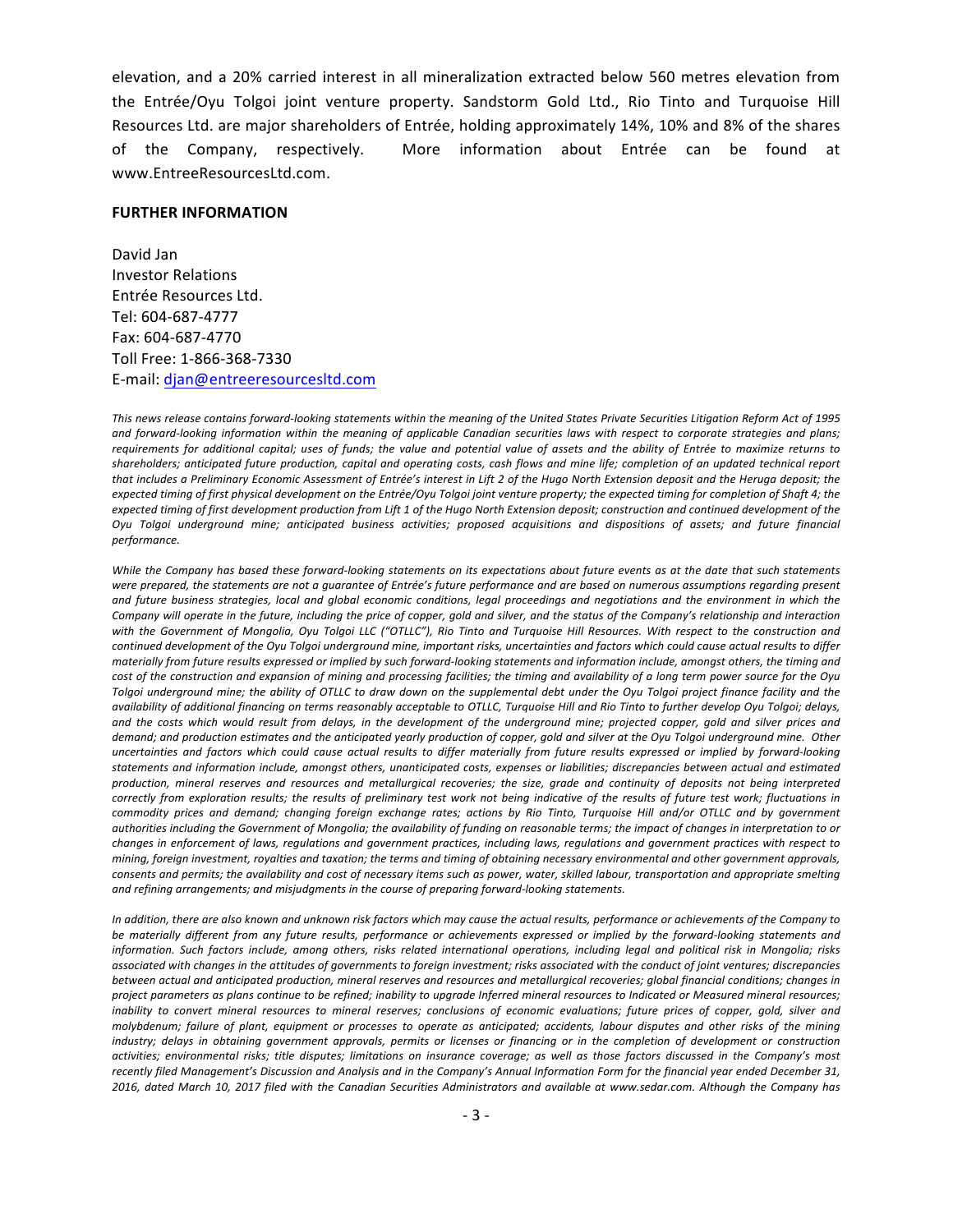elevation, and a 20% carried interest in all mineralization extracted below 560 metres elevation from the Entrée/Oyu Tolgoi joint venture property. Sandstorm Gold Ltd., Rio Tinto and Turquoise Hill Resources Ltd. are major shareholders of Entrée, holding approximately 14%, 10% and 8% of the shares of the Company, respectively. More information about Entrée can be found at www.EntreeResourcesLtd.com.

**FURTHER INFORMATION**

David Jan
Investor Relations
Entrée Resources Ltd.
Tel: 604-687-4777
Fax: 604-687-4770
Toll Free: 1-866-368-7330
E-mail: djan@entreeresourcesltd.com

*This news release contains forward-looking statements within the meaning of the United States Private Securities Litigation Reform Act of 1995 and forward-looking information within the meaning of applicable Canadian securities laws with respect to corporate strategies and plans; requirements for additional capital; uses of funds; the value and potential value of assets and the ability of Entrée to maximize returns to shareholders; anticipated future production, capital and operating costs, cash flows and mine life; completion of an updated technical report that includes a Preliminary Economic Assessment of Entrée's interest in Lift 2 of the Hugo North Extension deposit and the Heruga deposit; the expected timing of first physical development on the Entrée/Oyu Tolgoi joint venture property; the expected timing for completion of Shaft 4; the expected timing of first development production from Lift 1 of the Hugo North Extension deposit; construction and continued development of the Oyu Tolgoi underground mine; anticipated business activities; proposed acquisitions and dispositions of assets; and future financial performance.*

*While the Company has based these forward-looking statements on its expectations about future events as at the date that such statements were prepared, the statements are not a guarantee of Entrée's future performance and are based on numerous assumptions regarding present and future business strategies, local and global economic conditions, legal proceedings and negotiations and the environment in which the Company will operate in the future, including the price of copper, gold and silver, and the status of the Company's relationship and interaction with the Government of Mongolia, Oyu Tolgoi LLC ("OTLLC"), Rio Tinto and Turquoise Hill Resources. With respect to the construction and continued development of the Oyu Tolgoi underground mine, important risks, uncertainties and factors which could cause actual results to differ materially from future results expressed or implied by such forward-looking statements and information include, amongst others, the timing and cost of the construction and expansion of mining and processing facilities; the timing and availability of a long term power source for the Oyu Tolgoi underground mine; the ability of OTLLC to draw down on the supplemental debt under the Oyu Tolgoi project finance facility and the availability of additional financing on terms reasonably acceptable to OTLLC, Turquoise Hill and Rio Tinto to further develop Oyu Tolgoi; delays, and the costs which would result from delays, in the development of the underground mine; projected copper, gold and silver prices and demand; and production estimates and the anticipated yearly production of copper, gold and silver at the Oyu Tolgoi underground mine. Other uncertainties and factors which could cause actual results to differ materially from future results expressed or implied by forward-looking statements and information include, amongst others, unanticipated costs, expenses or liabilities; discrepancies between actual and estimated production, mineral reserves and resources and metallurgical recoveries; the size, grade and continuity of deposits not being interpreted correctly from exploration results; the results of preliminary test work not being indicative of the results of future test work; fluctuations in commodity prices and demand; changing foreign exchange rates; actions by Rio Tinto, Turquoise Hill and/or OTLLC and by government authorities including the Government of Mongolia; the availability of funding on reasonable terms; the impact of changes in interpretation to or changes in enforcement of laws, regulations and government practices, including laws, regulations and government practices with respect to mining, foreign investment, royalties and taxation; the terms and timing of obtaining necessary environmental and other government approvals, consents and permits; the availability and cost of necessary items such as power, water, skilled labour, transportation and appropriate smelting and refining arrangements; and misjudgments in the course of preparing forward-looking statements.*

*In addition, there are also known and unknown risk factors which may cause the actual results, performance or achievements of the Company to be materially different from any future results, performance or achievements expressed or implied by the forward-looking statements and information. Such factors include, among others, risks related international operations, including legal and political risk in Mongolia; risks associated with changes in the attitudes of governments to foreign investment; risks associated with the conduct of joint ventures; discrepancies between actual and anticipated production, mineral reserves and resources and metallurgical recoveries; global financial conditions; changes in project parameters as plans continue to be refined; inability to upgrade Inferred mineral resources to Indicated or Measured mineral resources; inability to convert mineral resources to mineral reserves; conclusions of economic evaluations; future prices of copper, gold, silver and molybdenum; failure of plant, equipment or processes to operate as anticipated; accidents, labour disputes and other risks of the mining industry; delays in obtaining government approvals, permits or licenses or financing or in the completion of development or construction activities; environmental risks; title disputes; limitations on insurance coverage; as well as those factors discussed in the Company's most recently filed Management's Discussion and Analysis and in the Company's Annual Information Form for the financial year ended December 31, 2016, dated March 10, 2017 filed with the Canadian Securities Administrators and available at www.sedar.com. Although the Company has*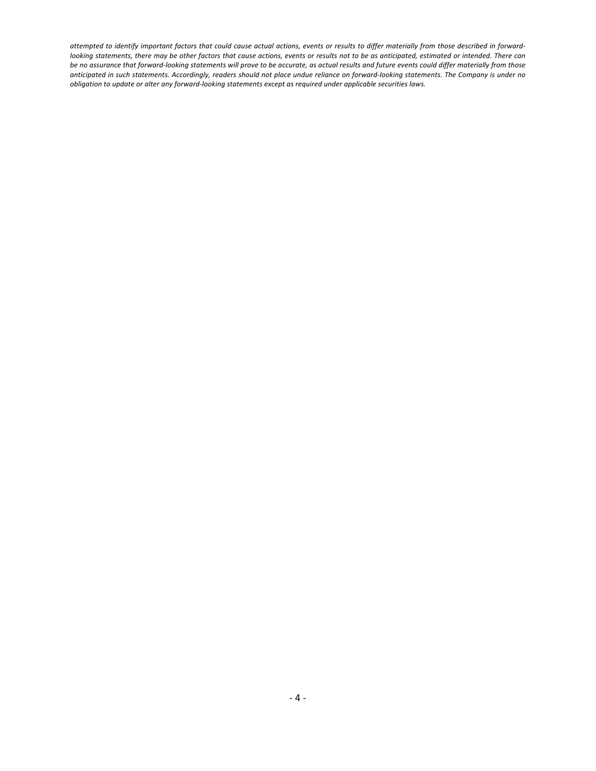*attempted to identify important factors that could cause actual actions, events or results to differ materially from those described in forward-looking statements, there may be other factors that cause actions, events or results not to be as anticipated, estimated or intended. There can be no assurance that forward-looking statements will prove to be accurate, as actual results and future events could differ materially from those anticipated in such statements. Accordingly, readers should not place undue reliance on forward-looking statements. The Company is under no obligation to update or alter any forward-looking statements except as required under applicable securities laws.*